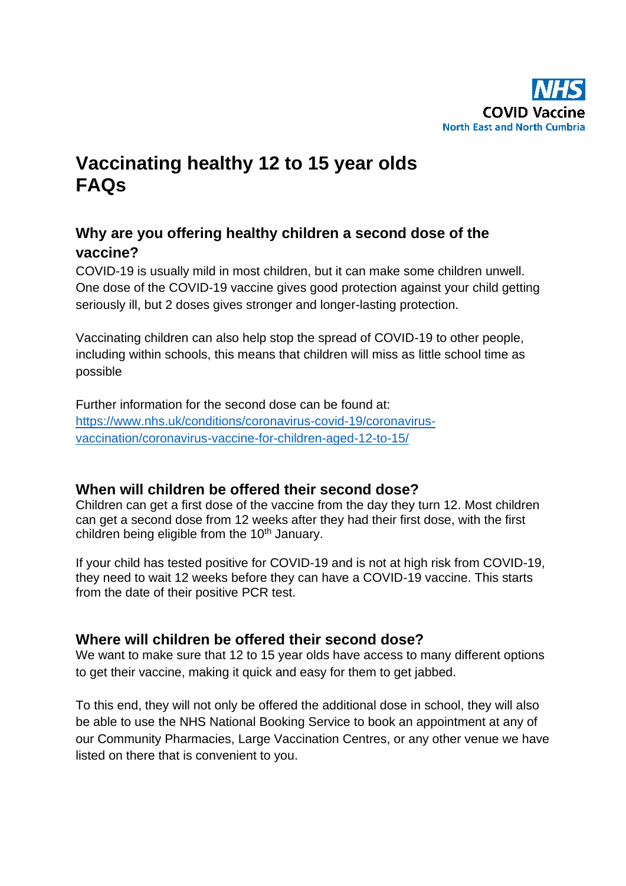NHS
COVID Vaccine
North East and North Cumbria

# Vaccinating healthy 12 to 15 year olds FAQs

## Why are you offering healthy children a second dose of the vaccine?

COVID-19 is usually mild in most children, but it can make some children unwell. One dose of the COVID-19 vaccine gives good protection against your child getting seriously ill, but 2 doses gives stronger and longer-lasting protection.

Vaccinating children can also help stop the spread of COVID-19 to other people, including within schools, this means that children will miss as little school time as possible

Further information for the second dose can be found at: [https://www.nhs.uk/conditions/coronavirus-covid-19/coronavirus-vaccination/coronavirus-vaccine-for-children-aged-12-to-15/](https://www.nhs.uk/conditions/coronavirus-covid-19/coronavirus-vaccination/coronavirus-vaccine-for-children-aged-12-to-15/)

## When will children be offered their second dose?

Children can get a first dose of the vaccine from the day they turn 12. Most children can get a second dose from 12 weeks after they had their first dose, with the first children being eligible from the 10th January.

If your child has tested positive for COVID-19 and is not at high risk from COVID-19, they need to wait 12 weeks before they can have a COVID-19 vaccine. This starts from the date of their positive PCR test.

## Where will children be offered their second dose?

We want to make sure that 12 to 15 year olds have access to many different options to get their vaccine, making it quick and easy for them to get jabbed.

To this end, they will not only be offered the additional dose in school, they will also be able to use the NHS National Booking Service to book an appointment at any of our Community Pharmacies, Large Vaccination Centres, or any other venue we have listed on there that is convenient to you.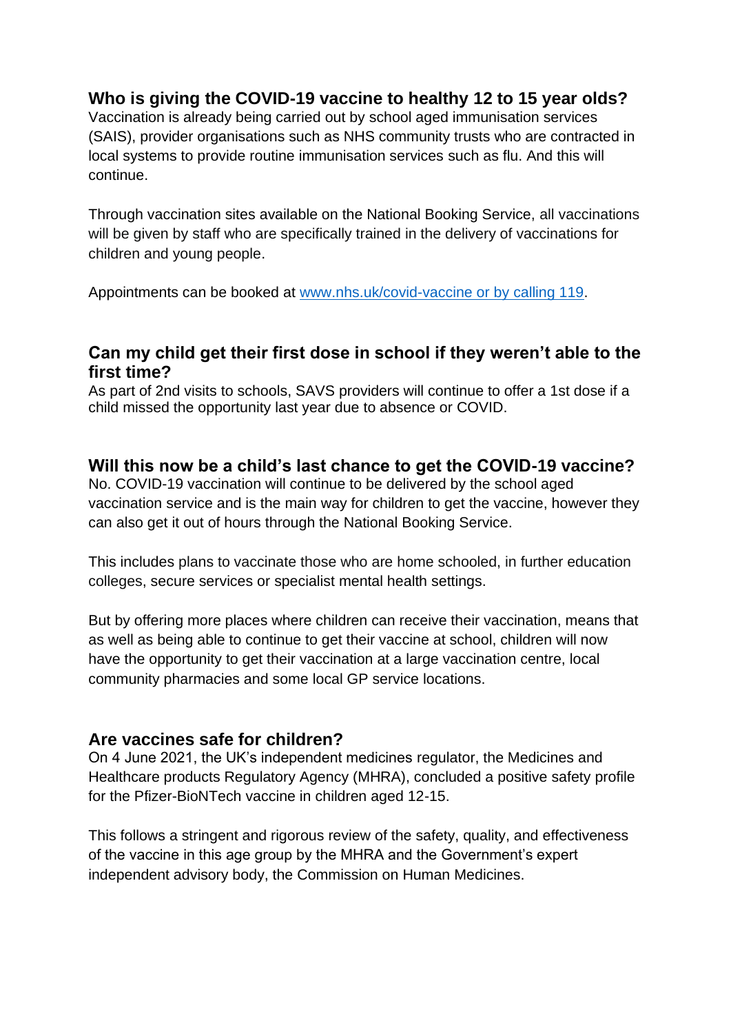## Who is giving the COVID-19 vaccine to healthy 12 to 15 year olds?

Vaccination is already being carried out by school aged immunisation services (SAIS), provider organisations such as NHS community trusts who are contracted in local systems to provide routine immunisation services such as flu. And this will continue.

Through vaccination sites available on the National Booking Service, all vaccinations will be given by staff who are specifically trained in the delivery of vaccinations for children and young people.

Appointments can be booked at [www.nhs.uk/covid-vaccine or by calling 119](www.nhs.uk/covid-vaccine).

## Can my child get their first dose in school if they weren't able to the first time?

As part of 2nd visits to schools, SAVS providers will continue to offer a 1st dose if a child missed the opportunity last year due to absence or COVID.

## Will this now be a child's last chance to get the COVID-19 vaccine?

No. COVID-19 vaccination will continue to be delivered by the school aged vaccination service and is the main way for children to get the vaccine, however they can also get it out of hours through the National Booking Service.

This includes plans to vaccinate those who are home schooled, in further education colleges, secure services or specialist mental health settings.

But by offering more places where children can receive their vaccination, means that as well as being able to continue to get their vaccine at school, children will now have the opportunity to get their vaccination at a large vaccination centre, local community pharmacies and some local GP service locations.

## Are vaccines safe for children?

On 4 June 2021, the UK's independent medicines regulator, the Medicines and Healthcare products Regulatory Agency (MHRA), concluded a positive safety profile for the Pfizer-BioNTech vaccine in children aged 12-15.

This follows a stringent and rigorous review of the safety, quality, and effectiveness of the vaccine in this age group by the MHRA and the Government's expert independent advisory body, the Commission on Human Medicines.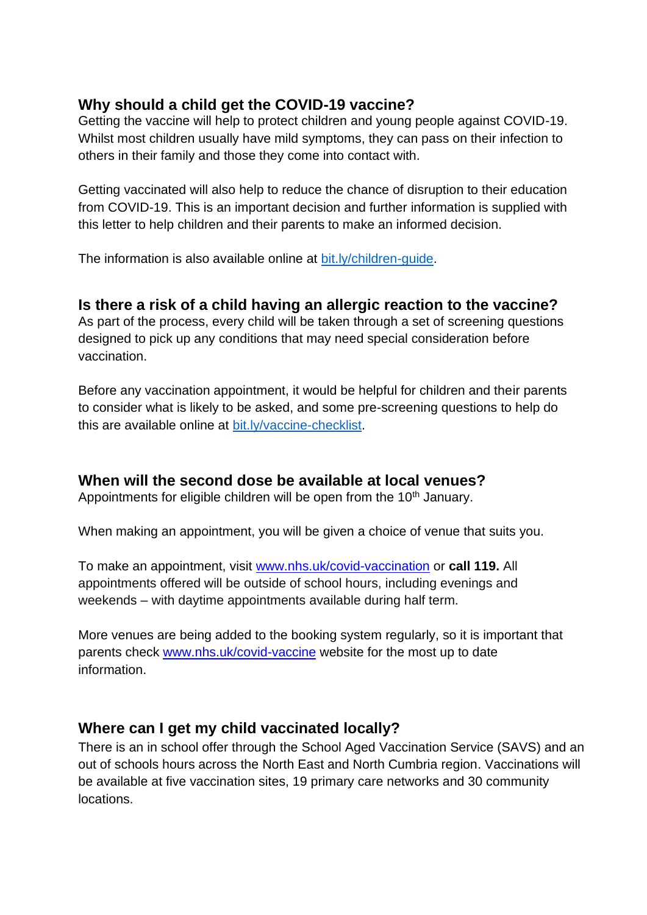## Why should a child get the COVID-19 vaccine?

Getting the vaccine will help to protect children and young people against COVID-19. Whilst most children usually have mild symptoms, they can pass on their infection to others in their family and those they come into contact with.

Getting vaccinated will also help to reduce the chance of disruption to their education from COVID-19. This is an important decision and further information is supplied with this letter to help children and their parents to make an informed decision.

The information is also available online at [bit.ly/children-guide](bit.ly/children-guide).

## Is there a risk of a child having an allergic reaction to the vaccine?

As part of the process, every child will be taken through a set of screening questions designed to pick up any conditions that may need special consideration before vaccination.

Before any vaccination appointment, it would be helpful for children and their parents to consider what is likely to be asked, and some pre-screening questions to help do this are available online at [bit.ly/vaccine-checklist](bit.ly/vaccine-checklist).

## When will the second dose be available at local venues?

Appointments for eligible children will be open from the 10th January.

When making an appointment, you will be given a choice of venue that suits you.

To make an appointment, visit [www.nhs.uk/covid-vaccination](www.nhs.uk/covid-vaccination) or **call 119.** All appointments offered will be outside of school hours, including evenings and weekends – with daytime appointments available during half term.

More venues are being added to the booking system regularly, so it is important that parents check [www.nhs.uk/covid-vaccine](www.nhs.uk/covid-vaccine) website for the most up to date information.

## Where can I get my child vaccinated locally?

There is an in school offer through the School Aged Vaccination Service (SAVS) and an out of schools hours across the North East and North Cumbria region. Vaccinations will be available at five vaccination sites, 19 primary care networks and 30 community locations.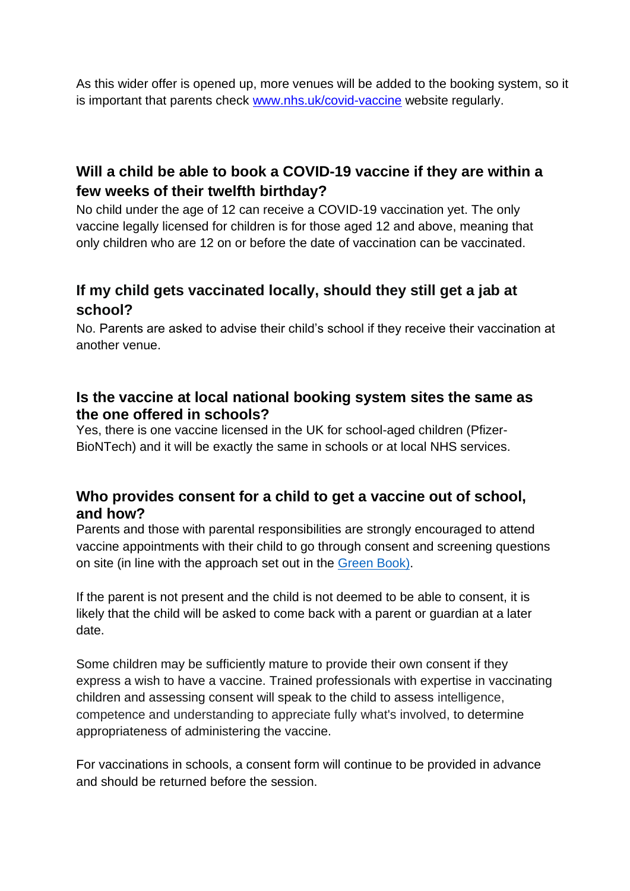As this wider offer is opened up, more venues will be added to the booking system, so it is important that parents check [www.nhs.uk/covid-vaccine](http://www.nhs.uk/covid-vaccine) website regularly.

### Will a child be able to book a COVID-19 vaccine if they are within a few weeks of their twelfth birthday?

No child under the age of 12 can receive a COVID-19 vaccination yet. The only vaccine legally licensed for children is for those aged 12 and above, meaning that only children who are 12 on or before the date of vaccination can be vaccinated.

### If my child gets vaccinated locally, should they still get a jab at school?

No. Parents are asked to advise their child's school if they receive their vaccination at another venue.

### Is the vaccine at local national booking system sites the same as the one offered in schools?

Yes, there is one vaccine licensed in the UK for school-aged children (Pfizer-BioNTech) and it will be exactly the same in schools or at local NHS services.

### Who provides consent for a child to get a vaccine out of school, and how?

Parents and those with parental responsibilities are strongly encouraged to attend vaccine appointments with their child to go through consent and screening questions on site (in line with the approach set out in the [Green Book)](#).

If the parent is not present and the child is not deemed to be able to consent, it is likely that the child will be asked to come back with a parent or guardian at a later date.

Some children may be sufficiently mature to provide their own consent if they express a wish to have a vaccine. Trained professionals with expertise in vaccinating children and assessing consent will speak to the child to assess intelligence, competence and understanding to appreciate fully what's involved, to determine appropriateness of administering the vaccine.

For vaccinations in schools, a consent form will continue to be provided in advance and should be returned before the session.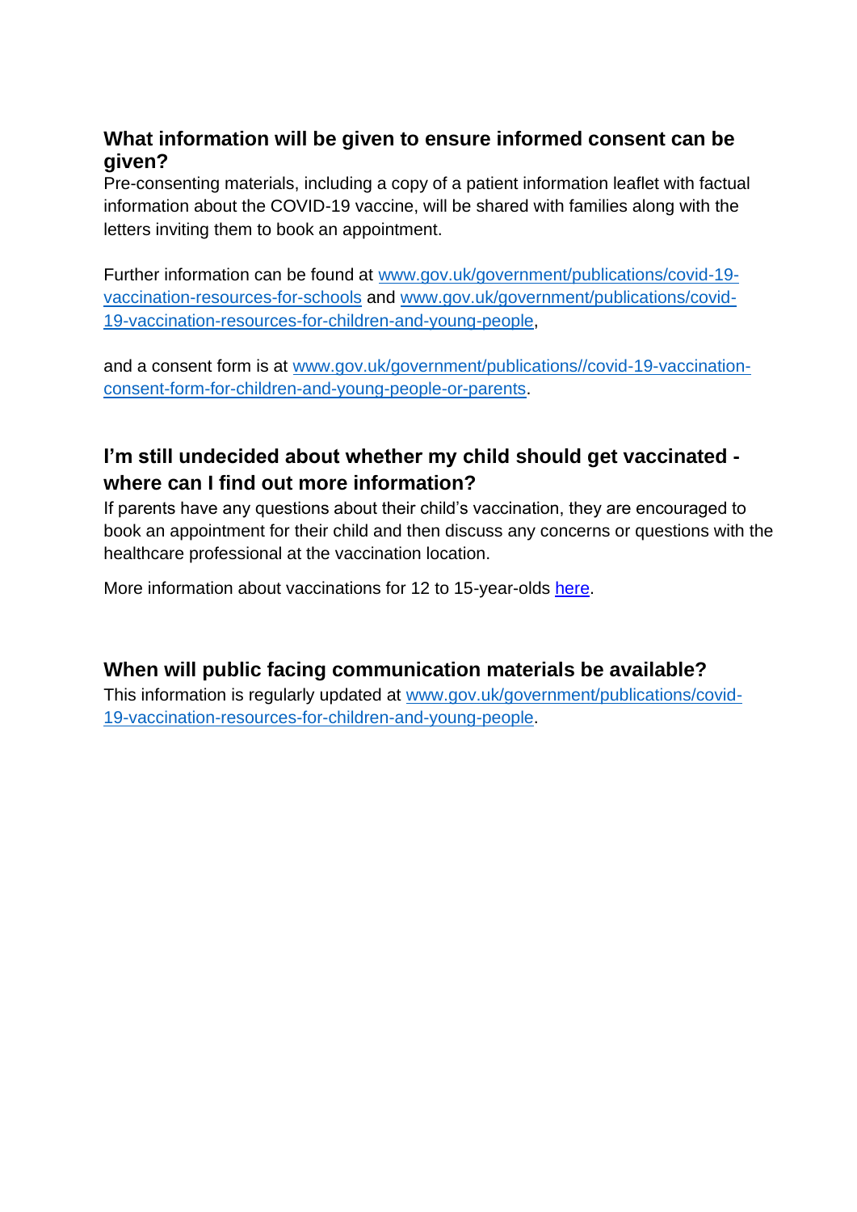## What information will be given to ensure informed consent can be given?

Pre-consenting materials, including a copy of a patient information leaflet with factual information about the COVID-19 vaccine, will be shared with families along with the letters inviting them to book an appointment.

Further information can be found at [www.gov.uk/government/publications/covid-19-vaccination-resources-for-schools](www.gov.uk/government/publications/covid-19-vaccination-resources-for-schools) and [www.gov.uk/government/publications/covid-19-vaccination-resources-for-children-and-young-people](www.gov.uk/government/publications/covid-19-vaccination-resources-for-children-and-young-people),

and a consent form is at [www.gov.uk/government/publications//covid-19-vaccination-consent-form-for-children-and-young-people-or-parents](www.gov.uk/government/publications//covid-19-vaccination-consent-form-for-children-and-young-people-or-parents).

## I'm still undecided about whether my child should get vaccinated - where can I find out more information?

If parents have any questions about their child's vaccination, they are encouraged to book an appointment for their child and then discuss any concerns or questions with the healthcare professional at the vaccination location.

More information about vaccinations for 12 to 15-year-olds here.

## When will public facing communication materials be available?

This information is regularly updated at [www.gov.uk/government/publications/covid-19-vaccination-resources-for-children-and-young-people](www.gov.uk/government/publications/covid-19-vaccination-resources-for-children-and-young-people).